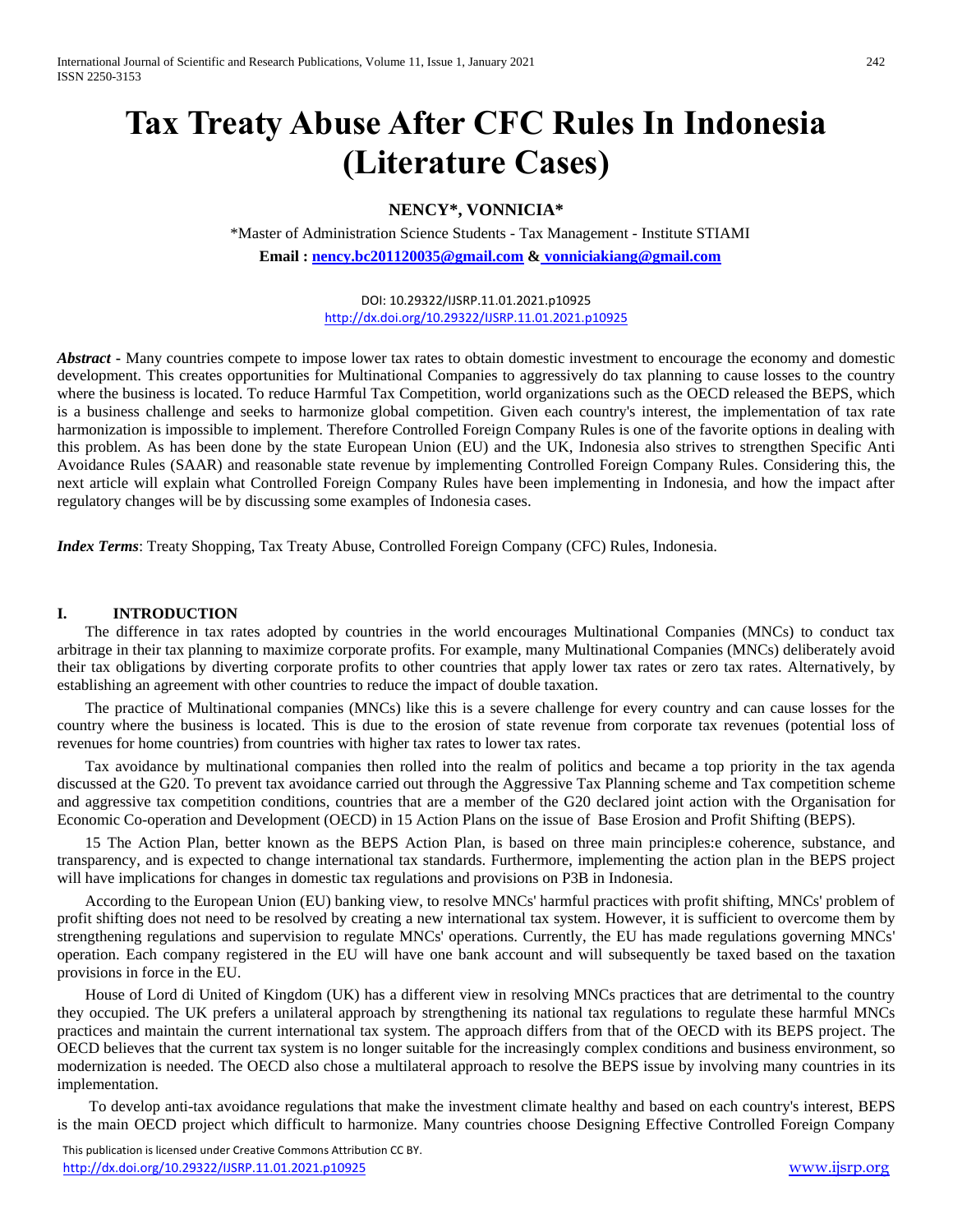# Tax Treaty Abuse After CFC Rules In Indonesia (Literature Cases)

**NENCY*, VONNICIA***

*Master of Administration Science Students - Tax Management - Institute STIAMI

**Email : nency.bc201120035@gmail.com & vonniciakiang@gmail.com**

DOI: 10.29322/IJSRP.11.01.2021.p10925
http://dx.doi.org/10.29322/IJSRP.11.01.2021.p10925

***Abstract -*** Many countries compete to impose lower tax rates to obtain domestic investment to encourage the economy and domestic development. This creates opportunities for Multinational Companies to aggressively do tax planning to cause losses to the country where the business is located. To reduce Harmful Tax Competition, world organizations such as the OECD released the BEPS, which is a business challenge and seeks to harmonize global competition. Given each country's interest, the implementation of tax rate harmonization is impossible to implement. Therefore Controlled Foreign Company Rules is one of the favorite options in dealing with this problem. As has been done by the state European Union (EU) and the UK, Indonesia also strives to strengthen Specific Anti Avoidance Rules (SAAR) and reasonable state revenue by implementing Controlled Foreign Company Rules. Considering this, the next article will explain what Controlled Foreign Company Rules have been implementing in Indonesia, and how the impact after regulatory changes will be by discussing some examples of Indonesia cases.

***Index Terms***: Treaty Shopping, Tax Treaty Abuse, Controlled Foreign Company (CFC) Rules, Indonesia.

## I. INTRODUCTION

The difference in tax rates adopted by countries in the world encourages Multinational Companies (MNCs) to conduct tax arbitrage in their tax planning to maximize corporate profits. For example, many Multinational Companies (MNCs) deliberately avoid their tax obligations by diverting corporate profits to other countries that apply lower tax rates or zero tax rates. Alternatively, by establishing an agreement with other countries to reduce the impact of double taxation.

The practice of Multinational companies (MNCs) like this is a severe challenge for every country and can cause losses for the country where the business is located. This is due to the erosion of state revenue from corporate tax revenues (potential loss of revenues for home countries) from countries with higher tax rates to lower tax rates.

Tax avoidance by multinational companies then rolled into the realm of politics and became a top priority in the tax agenda discussed at the G20. To prevent tax avoidance carried out through the Aggressive Tax Planning scheme and Tax competition scheme and aggressive tax competition conditions, countries that are a member of the G20 declared joint action with the Organisation for Economic Co-operation and Development (OECD) in 15 Action Plans on the issue of Base Erosion and Profit Shifting (BEPS).

15 The Action Plan, better known as the BEPS Action Plan, is based on three main principles:e coherence, substance, and transparency, and is expected to change international tax standards. Furthermore, implementing the action plan in the BEPS project will have implications for changes in domestic tax regulations and provisions on P3B in Indonesia.

According to the European Union (EU) banking view, to resolve MNCs' harmful practices with profit shifting, MNCs' problem of profit shifting does not need to be resolved by creating a new international tax system. However, it is sufficient to overcome them by strengthening regulations and supervision to regulate MNCs' operations. Currently, the EU has made regulations governing MNCs' operation. Each company registered in the EU will have one bank account and will subsequently be taxed based on the taxation provisions in force in the EU.

House of Lord di United of Kingdom (UK) has a different view in resolving MNCs practices that are detrimental to the country they occupied. The UK prefers a unilateral approach by strengthening its national tax regulations to regulate these harmful MNCs practices and maintain the current international tax system. The approach differs from that of the OECD with its BEPS project. The OECD believes that the current tax system is no longer suitable for the increasingly complex conditions and business environment, so modernization is needed. The OECD also chose a multilateral approach to resolve the BEPS issue by involving many countries in its implementation.

To develop anti-tax avoidance regulations that make the investment climate healthy and based on each country's interest, BEPS is the main OECD project which difficult to harmonize. Many countries choose Designing Effective Controlled Foreign Company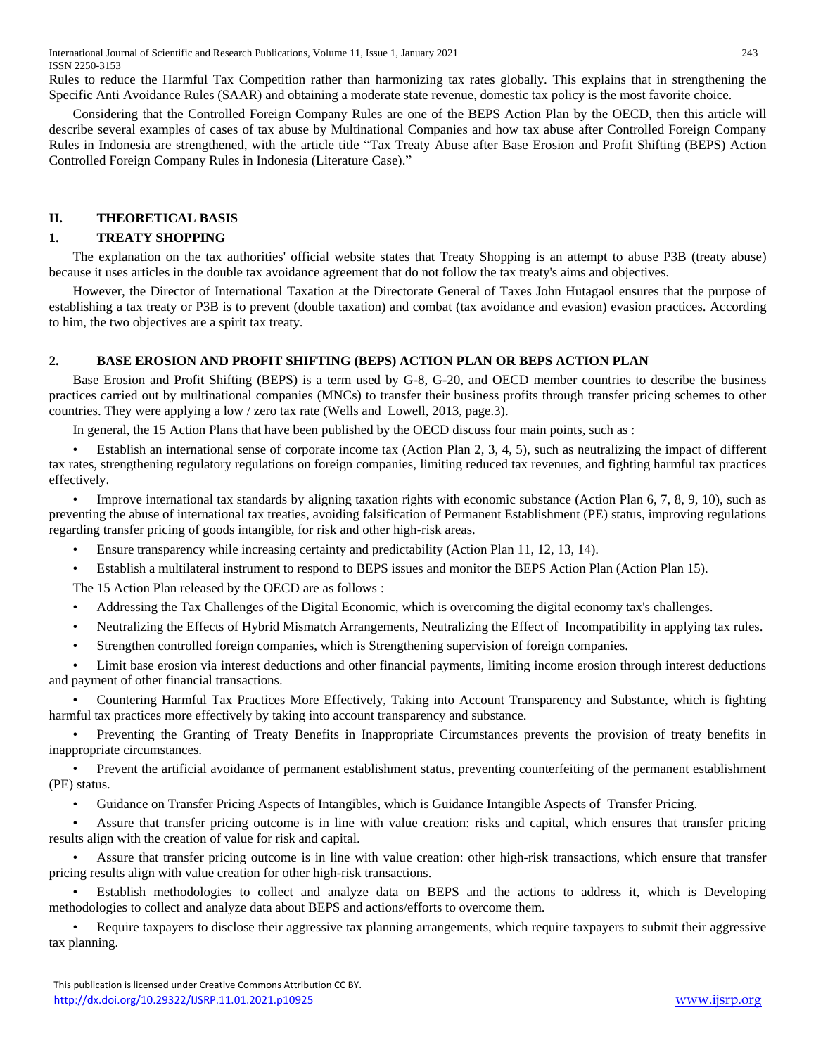Rules to reduce the Harmful Tax Competition rather than harmonizing tax rates globally. This explains that in strengthening the Specific Anti Avoidance Rules (SAAR) and obtaining a moderate state revenue, domestic tax policy is the most favorite choice.

Considering that the Controlled Foreign Company Rules are one of the BEPS Action Plan by the OECD, then this article will describe several examples of cases of tax abuse by Multinational Companies and how tax abuse after Controlled Foreign Company Rules in Indonesia are strengthened, with the article title "Tax Treaty Abuse after Base Erosion and Profit Shifting (BEPS) Action Controlled Foreign Company Rules in Indonesia (Literature Case)."

## II. THEORETICAL BASIS

### 1. TREATY SHOPPING

The explanation on the tax authorities' official website states that Treaty Shopping is an attempt to abuse P3B (treaty abuse) because it uses articles in the double tax avoidance agreement that do not follow the tax treaty's aims and objectives.

However, the Director of International Taxation at the Directorate General of Taxes John Hutagaol ensures that the purpose of establishing a tax treaty or P3B is to prevent (double taxation) and combat (tax avoidance and evasion) evasion practices. According to him, the two objectives are a spirit tax treaty.

### 2. BASE EROSION AND PROFIT SHIFTING (BEPS) ACTION PLAN OR BEPS ACTION PLAN

Base Erosion and Profit Shifting (BEPS) is a term used by G-8, G-20, and OECD member countries to describe the business practices carried out by multinational companies (MNCs) to transfer their business profits through transfer pricing schemes to other countries. They were applying a low / zero tax rate (Wells and Lowell, 2013, page.3).

In general, the 15 Action Plans that have been published by the OECD discuss four main points, such as :

- Establish an international sense of corporate income tax (Action Plan 2, 3, 4, 5), such as neutralizing the impact of different tax rates, strengthening regulatory regulations on foreign companies, limiting reduced tax revenues, and fighting harmful tax practices effectively.
- Improve international tax standards by aligning taxation rights with economic substance (Action Plan 6, 7, 8, 9, 10), such as preventing the abuse of international tax treaties, avoiding falsification of Permanent Establishment (PE) status, improving regulations regarding transfer pricing of goods intangible, for risk and other high-risk areas.
- Ensure transparency while increasing certainty and predictability (Action Plan 11, 12, 13, 14).
- Establish a multilateral instrument to respond to BEPS issues and monitor the BEPS Action Plan (Action Plan 15).

The 15 Action Plan released by the OECD are as follows :

- Addressing the Tax Challenges of the Digital Economic, which is overcoming the digital economy tax's challenges.
- Neutralizing the Effects of Hybrid Mismatch Arrangements, Neutralizing the Effect of Incompatibility in applying tax rules.
- Strengthen controlled foreign companies, which is Strengthening supervision of foreign companies.
- Limit base erosion via interest deductions and other financial payments, limiting income erosion through interest deductions and payment of other financial transactions.
- Countering Harmful Tax Practices More Effectively, Taking into Account Transparency and Substance, which is fighting harmful tax practices more effectively by taking into account transparency and substance.
- Preventing the Granting of Treaty Benefits in Inappropriate Circumstances prevents the provision of treaty benefits in inappropriate circumstances.
- Prevent the artificial avoidance of permanent establishment status, preventing counterfeiting of the permanent establishment (PE) status.
- Guidance on Transfer Pricing Aspects of Intangibles, which is Guidance Intangible Aspects of Transfer Pricing.
- Assure that transfer pricing outcome is in line with value creation: risks and capital, which ensures that transfer pricing results align with the creation of value for risk and capital.
- Assure that transfer pricing outcome is in line with value creation: other high-risk transactions, which ensure that transfer pricing results align with value creation for other high-risk transactions.
- Establish methodologies to collect and analyze data on BEPS and the actions to address it, which is Developing methodologies to collect and analyze data about BEPS and actions/efforts to overcome them.
- Require taxpayers to disclose their aggressive tax planning arrangements, which require taxpayers to submit their aggressive tax planning.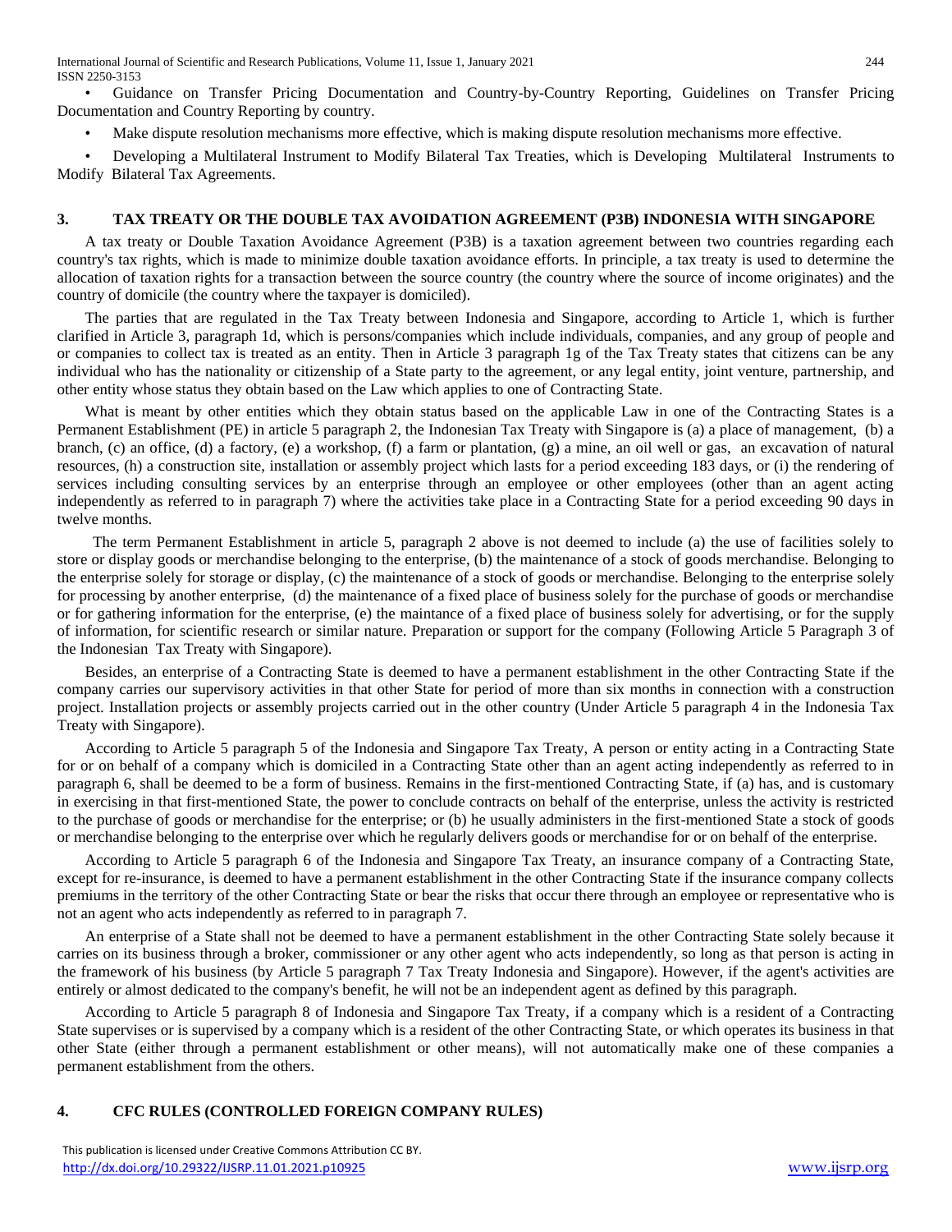- Guidance on Transfer Pricing Documentation and Country-by-Country Reporting, Guidelines on Transfer Pricing Documentation and Country Reporting by country.
- Make dispute resolution mechanisms more effective, which is making dispute resolution mechanisms more effective.
- Developing a Multilateral Instrument to Modify Bilateral Tax Treaties, which is Developing Multilateral Instruments to Modify Bilateral Tax Agreements.

## 3. TAX TREATY OR THE DOUBLE TAX AVOIDATION AGREEMENT (P3B) INDONESIA WITH SINGAPORE

A tax treaty or Double Taxation Avoidance Agreement (P3B) is a taxation agreement between two countries regarding each country's tax rights, which is made to minimize double taxation avoidance efforts. In principle, a tax treaty is used to determine the allocation of taxation rights for a transaction between the source country (the country where the source of income originates) and the country of domicile (the country where the taxpayer is domiciled).

The parties that are regulated in the Tax Treaty between Indonesia and Singapore, according to Article 1, which is further clarified in Article 3, paragraph 1d, which is persons/companies which include individuals, companies, and any group of people and or companies to collect tax is treated as an entity. Then in Article 3 paragraph 1g of the Tax Treaty states that citizens can be any individual who has the nationality or citizenship of a State party to the agreement, or any legal entity, joint venture, partnership, and other entity whose status they obtain based on the Law which applies to one of Contracting State.

What is meant by other entities which they obtain status based on the applicable Law in one of the Contracting States is a Permanent Establishment (PE) in article 5 paragraph 2, the Indonesian Tax Treaty with Singapore is (a) a place of management, (b) a branch, (c) an office, (d) a factory, (e) a workshop, (f) a farm or plantation, (g) a mine, an oil well or gas, an excavation of natural resources, (h) a construction site, installation or assembly project which lasts for a period exceeding 183 days, or (i) the rendering of services including consulting services by an enterprise through an employee or other employees (other than an agent acting independently as referred to in paragraph 7) where the activities take place in a Contracting State for a period exceeding 90 days in twelve months.

The term Permanent Establishment in article 5, paragraph 2 above is not deemed to include (a) the use of facilities solely to store or display goods or merchandise belonging to the enterprise, (b) the maintenance of a stock of goods merchandise. Belonging to the enterprise solely for storage or display, (c) the maintenance of a stock of goods or merchandise. Belonging to the enterprise solely for processing by another enterprise, (d) the maintenance of a fixed place of business solely for the purchase of goods or merchandise or for gathering information for the enterprise, (e) the maintance of a fixed place of business solely for advertising, or for the supply of information, for scientific research or similar nature. Preparation or support for the company (Following Article 5 Paragraph 3 of the Indonesian Tax Treaty with Singapore).

Besides, an enterprise of a Contracting State is deemed to have a permanent establishment in the other Contracting State if the company carries our supervisory activities in that other State for period of more than six months in connection with a construction project. Installation projects or assembly projects carried out in the other country (Under Article 5 paragraph 4 in the Indonesia Tax Treaty with Singapore).

According to Article 5 paragraph 5 of the Indonesia and Singapore Tax Treaty, A person or entity acting in a Contracting State for or on behalf of a company which is domiciled in a Contracting State other than an agent acting independently as referred to in paragraph 6, shall be deemed to be a form of business. Remains in the first-mentioned Contracting State, if (a) has, and is customary in exercising in that first-mentioned State, the power to conclude contracts on behalf of the enterprise, unless the activity is restricted to the purchase of goods or merchandise for the enterprise; or (b) he usually administers in the first-mentioned State a stock of goods or merchandise belonging to the enterprise over which he regularly delivers goods or merchandise for or on behalf of the enterprise.

According to Article 5 paragraph 6 of the Indonesia and Singapore Tax Treaty, an insurance company of a Contracting State, except for re-insurance, is deemed to have a permanent establishment in the other Contracting State if the insurance company collects premiums in the territory of the other Contracting State or bear the risks that occur there through an employee or representative who is not an agent who acts independently as referred to in paragraph 7.

An enterprise of a State shall not be deemed to have a permanent establishment in the other Contracting State solely because it carries on its business through a broker, commissioner or any other agent who acts independently, so long as that person is acting in the framework of his business (by Article 5 paragraph 7 Tax Treaty Indonesia and Singapore). However, if the agent's activities are entirely or almost dedicated to the company's benefit, he will not be an independent agent as defined by this paragraph.

According to Article 5 paragraph 8 of Indonesia and Singapore Tax Treaty, if a company which is a resident of a Contracting State supervises or is supervised by a company which is a resident of the other Contracting State, or which operates its business in that other State (either through a permanent establishment or other means), will not automatically make one of these companies a permanent establishment from the others.

## 4. CFC RULES (CONTROLLED FOREIGN COMPANY RULES)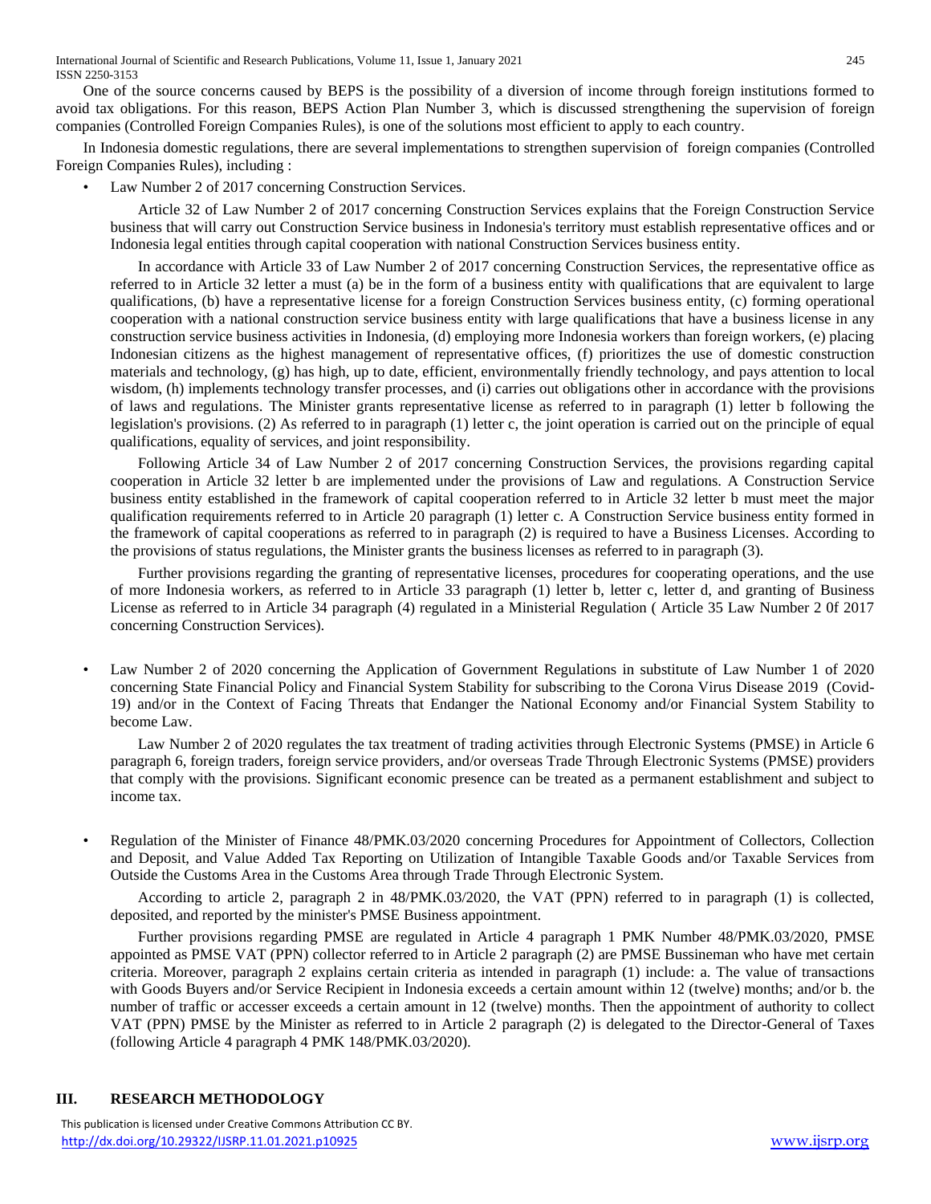One of the source concerns caused by BEPS is the possibility of a diversion of income through foreign institutions formed to avoid tax obligations. For this reason, BEPS Action Plan Number 3, which is discussed strengthening the supervision of foreign companies (Controlled Foreign Companies Rules), is one of the solutions most efficient to apply to each country.

In Indonesia domestic regulations, there are several implementations to strengthen supervision of foreign companies (Controlled Foreign Companies Rules), including :

- Law Number 2 of 2017 concerning Construction Services.

  Article 32 of Law Number 2 of 2017 concerning Construction Services explains that the Foreign Construction Service business that will carry out Construction Service business in Indonesia's territory must establish representative offices and or Indonesia legal entities through capital cooperation with national Construction Services business entity.

  In accordance with Article 33 of Law Number 2 of 2017 concerning Construction Services, the representative office as referred to in Article 32 letter a must (a) be in the form of a business entity with qualifications that are equivalent to large qualifications, (b) have a representative license for a foreign Construction Services business entity, (c) forming operational cooperation with a national construction service business entity with large qualifications that have a business license in any construction service business activities in Indonesia, (d) employing more Indonesia workers than foreign workers, (e) placing Indonesian citizens as the highest management of representative offices, (f) prioritizes the use of domestic construction materials and technology, (g) has high, up to date, efficient, environmentally friendly technology, and pays attention to local wisdom, (h) implements technology transfer processes, and (i) carries out obligations other in accordance with the provisions of laws and regulations. The Minister grants representative license as referred to in paragraph (1) letter b following the legislation's provisions. (2) As referred to in paragraph (1) letter c, the joint operation is carried out on the principle of equal qualifications, equality of services, and joint responsibility.

  Following Article 34 of Law Number 2 of 2017 concerning Construction Services, the provisions regarding capital cooperation in Article 32 letter b are implemented under the provisions of Law and regulations. A Construction Service business entity established in the framework of capital cooperation referred to in Article 32 letter b must meet the major qualification requirements referred to in Article 20 paragraph (1) letter c. A Construction Service business entity formed in the framework of capital cooperations as referred to in paragraph (2) is required to have a Business Licenses. According to the provisions of status regulations, the Minister grants the business licenses as referred to in paragraph (3).

  Further provisions regarding the granting of representative licenses, procedures for cooperating operations, and the use of more Indonesia workers, as referred to in Article 33 paragraph (1) letter b, letter c, letter d, and granting of Business License as referred to in Article 34 paragraph (4) regulated in a Ministerial Regulation ( Article 35 Law Number 2 0f 2017 concerning Construction Services).

- Law Number 2 of 2020 concerning the Application of Government Regulations in substitute of Law Number 1 of 2020 concerning State Financial Policy and Financial System Stability for subscribing to the Corona Virus Disease 2019 (Covid-19) and/or in the Context of Facing Threats that Endanger the National Economy and/or Financial System Stability to become Law.

  Law Number 2 of 2020 regulates the tax treatment of trading activities through Electronic Systems (PMSE) in Article 6 paragraph 6, foreign traders, foreign service providers, and/or overseas Trade Through Electronic Systems (PMSE) providers that comply with the provisions. Significant economic presence can be treated as a permanent establishment and subject to income tax.

- Regulation of the Minister of Finance 48/PMK.03/2020 concerning Procedures for Appointment of Collectors, Collection and Deposit, and Value Added Tax Reporting on Utilization of Intangible Taxable Goods and/or Taxable Services from Outside the Customs Area in the Customs Area through Trade Through Electronic System.

  According to article 2, paragraph 2 in 48/PMK.03/2020, the VAT (PPN) referred to in paragraph (1) is collected, deposited, and reported by the minister's PMSE Business appointment.

  Further provisions regarding PMSE are regulated in Article 4 paragraph 1 PMK Number 48/PMK.03/2020, PMSE appointed as PMSE VAT (PPN) collector referred to in Article 2 paragraph (2) are PMSE Bussineman who have met certain criteria. Moreover, paragraph 2 explains certain criteria as intended in paragraph (1) include: a. The value of transactions with Goods Buyers and/or Service Recipient in Indonesia exceeds a certain amount within 12 (twelve) months; and/or b. the number of traffic or accesser exceeds a certain amount in 12 (twelve) months. Then the appointment of authority to collect VAT (PPN) PMSE by the Minister as referred to in Article 2 paragraph (2) is delegated to the Director-General of Taxes (following Article 4 paragraph 4 PMK 148/PMK.03/2020).

## III. RESEARCH METHODOLOGY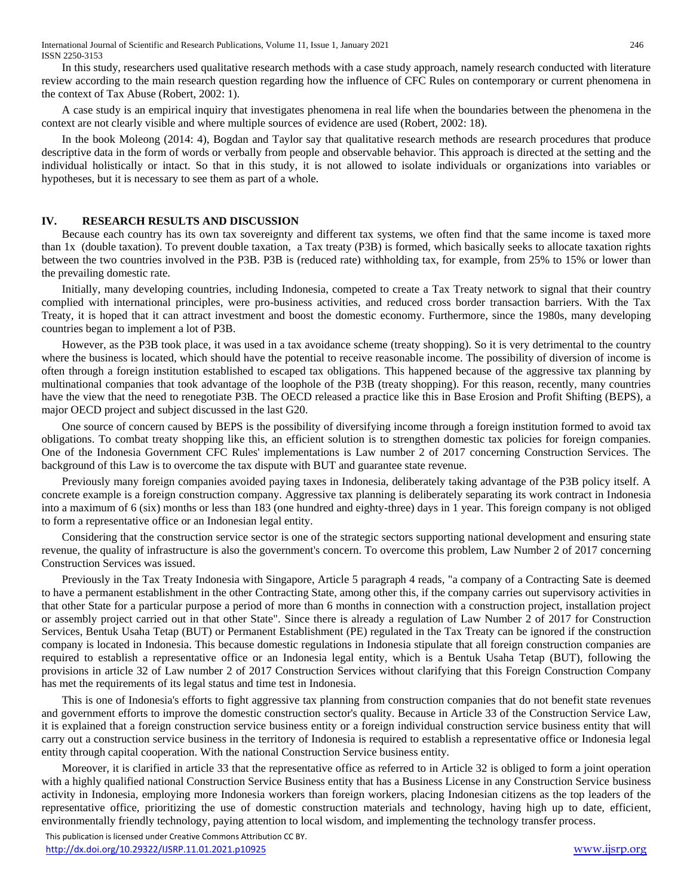In this study, researchers used qualitative research methods with a case study approach, namely research conducted with literature review according to the main research question regarding how the influence of CFC Rules on contemporary or current phenomena in the context of Tax Abuse (Robert, 2002: 1).

A case study is an empirical inquiry that investigates phenomena in real life when the boundaries between the phenomena in the context are not clearly visible and where multiple sources of evidence are used (Robert, 2002: 18).

In the book Moleong (2014: 4), Bogdan and Taylor say that qualitative research methods are research procedures that produce descriptive data in the form of words or verbally from people and observable behavior. This approach is directed at the setting and the individual holistically or intact. So that in this study, it is not allowed to isolate individuals or organizations into variables or hypotheses, but it is necessary to see them as part of a whole.

## IV. RESEARCH RESULTS AND DISCUSSION

Because each country has its own tax sovereignty and different tax systems, we often find that the same income is taxed more than 1x (double taxation). To prevent double taxation, a Tax treaty (P3B) is formed, which basically seeks to allocate taxation rights between the two countries involved in the P3B. P3B is (reduced rate) withholding tax, for example, from 25% to 15% or lower than the prevailing domestic rate.

Initially, many developing countries, including Indonesia, competed to create a Tax Treaty network to signal that their country complied with international principles, were pro-business activities, and reduced cross border transaction barriers. With the Tax Treaty, it is hoped that it can attract investment and boost the domestic economy. Furthermore, since the 1980s, many developing countries began to implement a lot of P3B.

However, as the P3B took place, it was used in a tax avoidance scheme (treaty shopping). So it is very detrimental to the country where the business is located, which should have the potential to receive reasonable income. The possibility of diversion of income is often through a foreign institution established to escaped tax obligations. This happened because of the aggressive tax planning by multinational companies that took advantage of the loophole of the P3B (treaty shopping). For this reason, recently, many countries have the view that the need to renegotiate P3B. The OECD released a practice like this in Base Erosion and Profit Shifting (BEPS), a major OECD project and subject discussed in the last G20.

One source of concern caused by BEPS is the possibility of diversifying income through a foreign institution formed to avoid tax obligations. To combat treaty shopping like this, an efficient solution is to strengthen domestic tax policies for foreign companies. One of the Indonesia Government CFC Rules' implementations is Law number 2 of 2017 concerning Construction Services. The background of this Law is to overcome the tax dispute with BUT and guarantee state revenue.

Previously many foreign companies avoided paying taxes in Indonesia, deliberately taking advantage of the P3B policy itself. A concrete example is a foreign construction company. Aggressive tax planning is deliberately separating its work contract in Indonesia into a maximum of 6 (six) months or less than 183 (one hundred and eighty-three) days in 1 year. This foreign company is not obliged to form a representative office or an Indonesian legal entity.

Considering that the construction service sector is one of the strategic sectors supporting national development and ensuring state revenue, the quality of infrastructure is also the government's concern. To overcome this problem, Law Number 2 of 2017 concerning Construction Services was issued.

Previously in the Tax Treaty Indonesia with Singapore, Article 5 paragraph 4 reads, "a company of a Contracting Sate is deemed to have a permanent establishment in the other Contracting State, among other this, if the company carries out supervisory activities in that other State for a particular purpose a period of more than 6 months in connection with a construction project, installation project or assembly project carried out in that other State". Since there is already a regulation of Law Number 2 of 2017 for Construction Services, Bentuk Usaha Tetap (BUT) or Permanent Establishment (PE) regulated in the Tax Treaty can be ignored if the construction company is located in Indonesia. This because domestic regulations in Indonesia stipulate that all foreign construction companies are required to establish a representative office or an Indonesia legal entity, which is a Bentuk Usaha Tetap (BUT), following the provisions in article 32 of Law number 2 of 2017 Construction Services without clarifying that this Foreign Construction Company has met the requirements of its legal status and time test in Indonesia.

This is one of Indonesia's efforts to fight aggressive tax planning from construction companies that do not benefit state revenues and government efforts to improve the domestic construction sector's quality. Because in Article 33 of the Construction Service Law, it is explained that a foreign construction service business entity or a foreign individual construction service business entity that will carry out a construction service business in the territory of Indonesia is required to establish a representative office or Indonesia legal entity through capital cooperation. With the national Construction Service business entity.

Moreover, it is clarified in article 33 that the representative office as referred to in Article 32 is obliged to form a joint operation with a highly qualified national Construction Service Business entity that has a Business License in any Construction Service business activity in Indonesia, employing more Indonesia workers than foreign workers, placing Indonesian citizens as the top leaders of the representative office, prioritizing the use of domestic construction materials and technology, having high up to date, efficient, environmentally friendly technology, paying attention to local wisdom, and implementing the technology transfer process.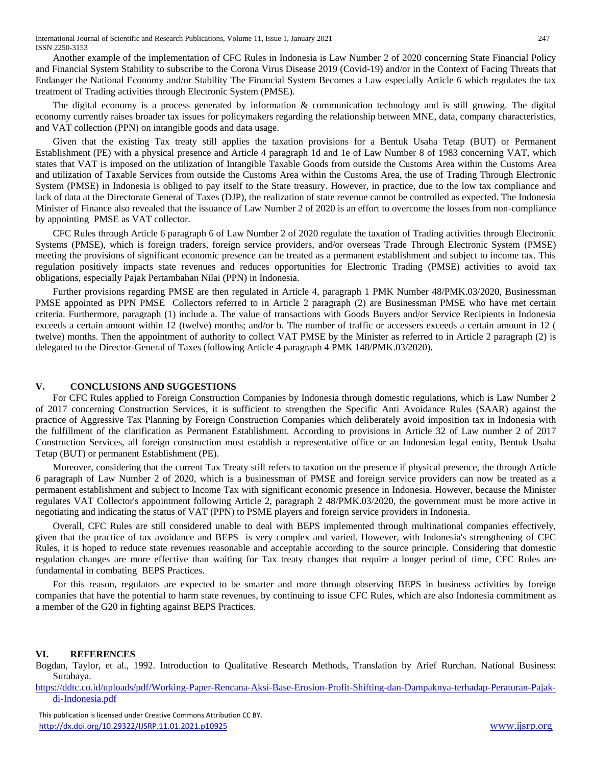Another example of the implementation of CFC Rules in Indonesia is Law Number 2 of 2020 concerning State Financial Policy and Financial System Stability to subscribe to the Corona Virus Disease 2019 (Covid-19) and/or in the Context of Facing Threats that Endanger the National Economy and/or Stability The Financial System Becomes a Law especially Article 6 which regulates the tax treatment of Trading activities through Electronic System (PMSE).

The digital economy is a process generated by information & communication technology and is still growing. The digital economy currently raises broader tax issues for policymakers regarding the relationship between MNE, data, company characteristics, and VAT collection (PPN) on intangible goods and data usage.

Given that the existing Tax treaty still applies the taxation provisions for a Bentuk Usaha Tetap (BUT) or Permanent Establishment (PE) with a physical presence and Article 4 paragraph 1d and 1e of Law Number 8 of 1983 concerning VAT, which states that VAT is imposed on the utilization of Intangible Taxable Goods from outside the Customs Area within the Customs Area and utilization of Taxable Services from outside the Customs Area within the Customs Area, the use of Trading Through Electronic System (PMSE) in Indonesia is obliged to pay itself to the State treasury. However, in practice, due to the low tax compliance and lack of data at the Directorate General of Taxes (DJP), the realization of state revenue cannot be controlled as expected. The Indonesia Minister of Finance also revealed that the issuance of Law Number 2 of 2020 is an effort to overcome the losses from non-compliance by appointing PMSE as VAT collector.

CFC Rules through Article 6 paragraph 6 of Law Number 2 of 2020 regulate the taxation of Trading activities through Electronic Systems (PMSE), which is foreign traders, foreign service providers, and/or overseas Trade Through Electronic System (PMSE) meeting the provisions of significant economic presence can be treated as a permanent establishment and subject to income tax. This regulation positively impacts state revenues and reduces opportunities for Electronic Trading (PMSE) activities to avoid tax obligations, especially Pajak Pertambahan Nilai (PPN) in Indonesia.

Further provisions regarding PMSE are then regulated in Article 4, paragraph 1 PMK Number 48/PMK.03/2020, Businessman PMSE appointed as PPN PMSE Collectors referred to in Article 2 paragraph (2) are Businessman PMSE who have met certain criteria. Furthermore, paragraph (1) include a. The value of transactions with Goods Buyers and/or Service Recipients in Indonesia exceeds a certain amount within 12 (twelve) months; and/or b. The number of traffic or accessers exceeds a certain amount in 12 ( twelve) months. Then the appointment of authority to collect VAT PMSE by the Minister as referred to in Article 2 paragraph (2) is delegated to the Director-General of Taxes (following Article 4 paragraph 4 PMK 148/PMK.03/2020).

## V. CONCLUSIONS AND SUGGESTIONS

For CFC Rules applied to Foreign Construction Companies by Indonesia through domestic regulations, which is Law Number 2 of 2017 concerning Construction Services, it is sufficient to strengthen the Specific Anti Avoidance Rules (SAAR) against the practice of Aggressive Tax Planning by Foreign Construction Companies which deliberately avoid imposition tax in Indonesia with the fulfillment of the clarification as Permanent Establishment. According to provisions in Article 32 of Law number 2 of 2017 Construction Services, all foreign construction must establish a representative office or an Indonesian legal entity, Bentuk Usaha Tetap (BUT) or permanent Establishment (PE).

Moreover, considering that the current Tax Treaty still refers to taxation on the presence if physical presence, the through Article 6 paragraph of Law Number 2 of 2020, which is a businessman of PMSE and foreign service providers can now be treated as a permanent establishment and subject to Income Tax with significant economic presence in Indonesia. However, because the Minister regulates VAT Collector's appointment following Article 2, paragraph 2 48/PMK.03/2020, the government must be more active in negotiating and indicating the status of VAT (PPN) to PSME players and foreign service providers in Indonesia.

Overall, CFC Rules are still considered unable to deal with BEPS implemented through multinational companies effectively, given that the practice of tax avoidance and BEPS is very complex and varied. However, with Indonesia's strengthening of CFC Rules, it is hoped to reduce state revenues reasonable and acceptable according to the source principle. Considering that domestic regulation changes are more effective than waiting for Tax treaty changes that require a longer period of time, CFC Rules are fundamental in combating BEPS Practices.

For this reason, regulators are expected to be smarter and more through observing BEPS in business activities by foreign companies that have the potential to harm state revenues, by continuing to issue CFC Rules, which are also Indonesia commitment as a member of the G20 in fighting against BEPS Practices.

## VI. REFERENCES

Bogdan, Taylor, et al., 1992. Introduction to Qualitative Research Methods, Translation by Arief Rurchan. National Business: Surabaya.

https://ddtc.co.id/uploads/pdf/Working-Paper-Rencana-Aksi-Base-Erosion-Profit-Shifting-dan-Dampaknya-terhadap-Peraturan-Pajak-di-Indonesia.pdf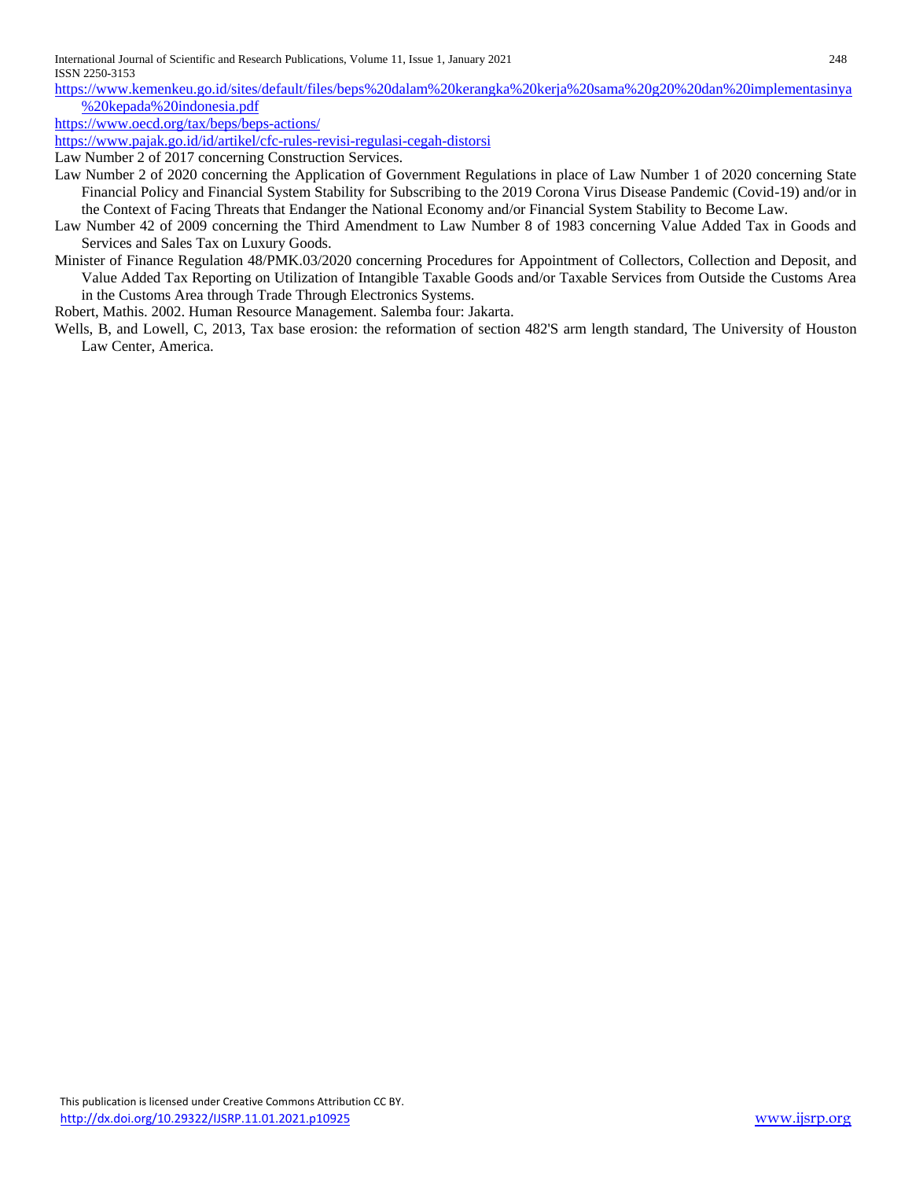https://www.kemenkeu.go.id/sites/default/files/beps%20dalam%20kerangka%20kerja%20sama%20g20%20dan%20implementasinya%20kepada%20indonesia.pdf

https://www.oecd.org/tax/beps/beps-actions/

https://www.pajak.go.id/id/artikel/cfc-rules-revisi-regulasi-cegah-distorsi

Law Number 2 of 2017 concerning Construction Services.

Law Number 2 of 2020 concerning the Application of Government Regulations in place of Law Number 1 of 2020 concerning State Financial Policy and Financial System Stability for Subscribing to the 2019 Corona Virus Disease Pandemic (Covid-19) and/or in the Context of Facing Threats that Endanger the National Economy and/or Financial System Stability to Become Law.

Law Number 42 of 2009 concerning the Third Amendment to Law Number 8 of 1983 concerning Value Added Tax in Goods and Services and Sales Tax on Luxury Goods.

Minister of Finance Regulation 48/PMK.03/2020 concerning Procedures for Appointment of Collectors, Collection and Deposit, and Value Added Tax Reporting on Utilization of Intangible Taxable Goods and/or Taxable Services from Outside the Customs Area in the Customs Area through Trade Through Electronics Systems.

Robert, Mathis. 2002. Human Resource Management. Salemba four: Jakarta.

Wells, B, and Lowell, C, 2013, Tax base erosion: the reformation of section 482'S arm length standard, The University of Houston Law Center, America.